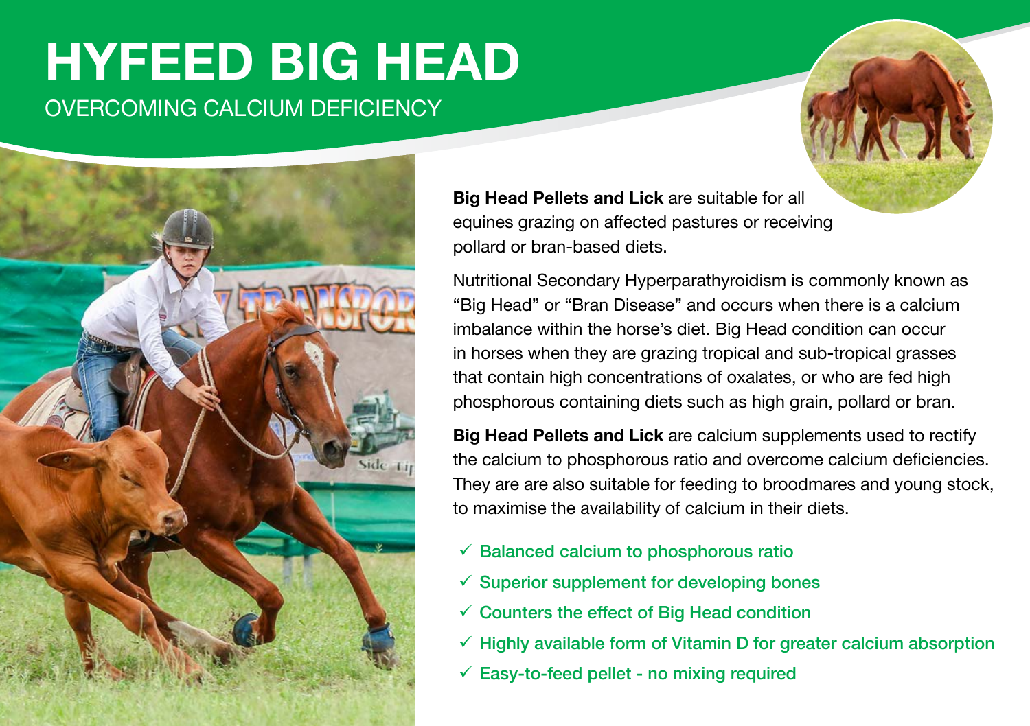# HYFEED BIG HEAD

## OVERCOMING CALCIUM DEFICIENCY

**Big Head Pellets and Lick** are suitable for all equines grazing on affected pastures or receiving pollard or bran-based diets.

Nutritional Secondary Hyperparathyroidism is commonly known as "Big Head" or "Bran Disease" and occurs when there is a calcium imbalance within the horse's diet. Big Head condition can occur in horses when they are grazing tropical and sub-tropical grasses that contain high concentrations of oxalates, or who are fed high phosphorous containing diets such as high grain, pollard or bran.

**Big Head Pellets and Lick** are calcium supplements used to rectify the calcium to phosphorous ratio and overcome calcium deficiencies. They are are also suitable for feeding to broodmares and young stock, to maximise the availability of calcium in their diets.

- ✓ Balanced calcium to phosphorous ratio
- ✓ Superior supplement for developing bones
- ✓ Counters the effect of Big Head condition
- ✓ Highly available form of Vitamin D for greater calcium absorption
- ✓ Easy-to-feed pellet - no mixing required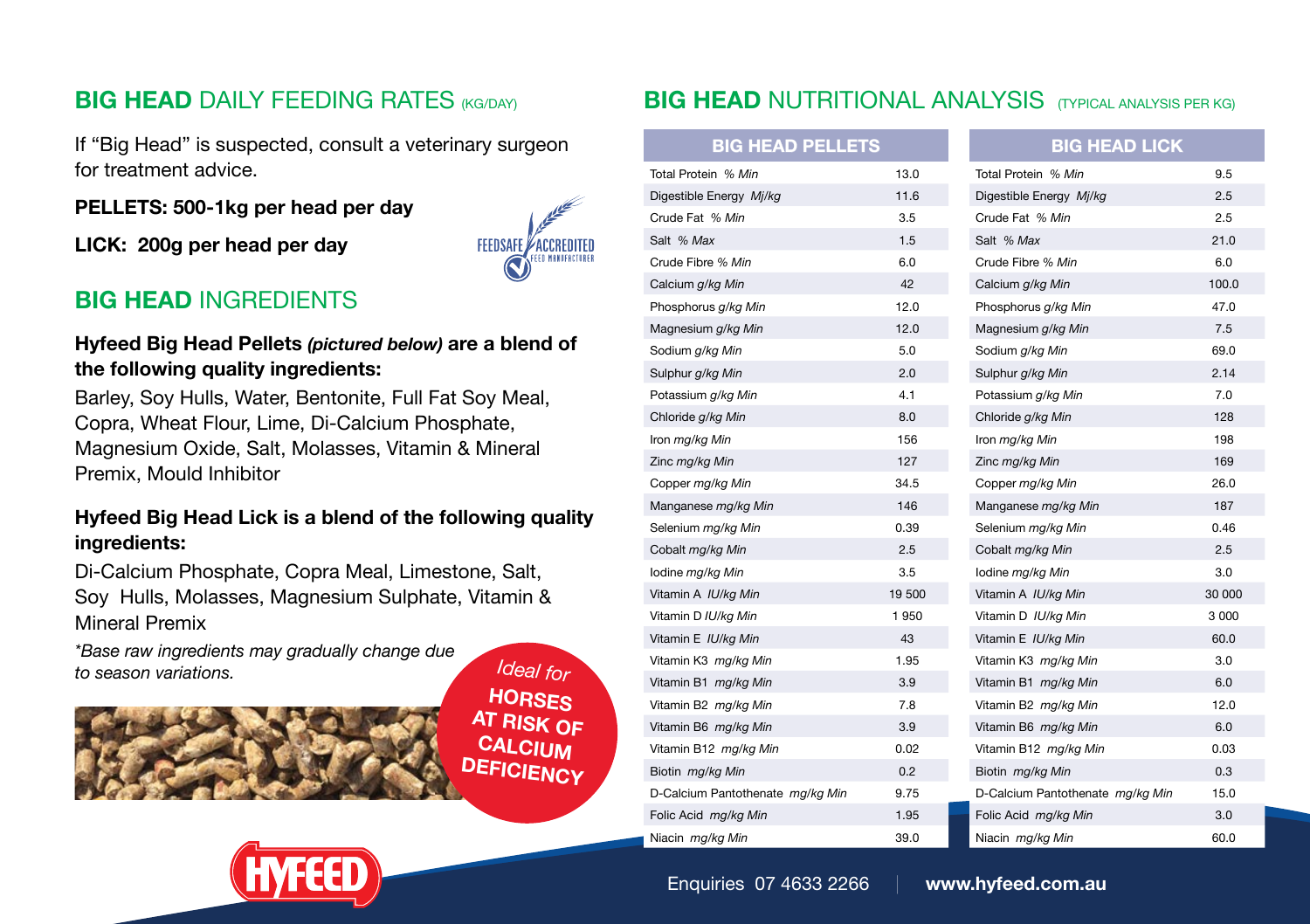## **BIG HEAD** DAILY FEEDING RATES (KG/DAY)

If “Big Head” is suspected, consult a veterinary surgeon for treatment advice.

**PELLETS: 500-1kg per head per day**

**LICK: 200g per head per day**

FEEDSAFE ACCREDITED FEED MANUFACTURER

## **BIG HEAD** INGREDIENTS

**Hyfeed Big Head Pellets *(pictured below)* are a blend of the following quality ingredients:**

Barley, Soy Hulls, Water, Bentonite, Full Fat Soy Meal, Copra, Wheat Flour, Lime, Di-Calcium Phosphate, Magnesium Oxide, Salt, Molasses, Vitamin & Mineral Premix, Mould Inhibitor

**Hyfeed Big Head Lick is a blend of the following quality ingredients:**

Di-Calcium Phosphate, Copra Meal, Limestone, Salt, Soy Hulls, Molasses, Magnesium Sulphate, Vitamin & Mineral Premix

*\*Base raw ingredients may gradually change due to season variations.*

*Ideal for* **HORSES AT RISK OF CALCIUM DEFICIENCY**

## **BIG HEAD** NUTRITIONAL ANALYSIS (TYPICAL ANALYSIS PER KG)

| BIG HEAD PELLETS | |
|---|---|
| Total Protein *% Min* | 13.0 |
| Digestible Energy *Mj/kg* | 11.6 |
| Crude Fat *% Min* | 3.5 |
| Salt *% Max* | 1.5 |
| Crude Fibre *% Min* | 6.0 |
| Calcium *g/kg Min* | 42 |
| Phosphorus *g/kg Min* | 12.0 |
| Magnesium *g/kg Min* | 12.0 |
| Sodium *g/kg Min* | 5.0 |
| Sulphur *g/kg Min* | 2.0 |
| Potassium *g/kg Min* | 4.1 |
| Chloride *g/kg Min* | 8.0 |
| Iron *mg/kg Min* | 156 |
| Zinc *mg/kg Min* | 127 |
| Copper *mg/kg Min* | 34.5 |
| Manganese *mg/kg Min* | 146 |
| Selenium *mg/kg Min* | 0.39 |
| Cobalt *mg/kg Min* | 2.5 |
| Iodine *mg/kg Min* | 3.5 |
| Vitamin A *IU/kg Min* | 19 500 |
| Vitamin D *IU/kg Min* | 1 950 |
| Vitamin E *IU/kg Min* | 43 |
| Vitamin K3 *mg/kg Min* | 1.95 |
| Vitamin B1 *mg/kg Min* | 3.9 |
| Vitamin B2 *mg/kg Min* | 7.8 |
| Vitamin B6 *mg/kg Min* | 3.9 |
| Vitamin B12 *mg/kg Min* | 0.02 |
| Biotin *mg/kg Min* | 0.2 |
| D-Calcium Pantothenate *mg/kg Min* | 9.75 |
| Folic Acid *mg/kg Min* | 1.95 |
| Niacin *mg/kg Min* | 39.0 |

| BIG HEAD LICK | |
|---|---|
| Total Protein *% Min* | 9.5 |
| Digestible Energy *Mj/kg* | 2.5 |
| Crude Fat *% Min* | 2.5 |
| Salt *% Max* | 21.0 |
| Crude Fibre *% Min* | 6.0 |
| Calcium *g/kg Min* | 100.0 |
| Phosphorus *g/kg Min* | 47.0 |
| Magnesium *g/kg Min* | 7.5 |
| Sodium *g/kg Min* | 69.0 |
| Sulphur *g/kg Min* | 2.14 |
| Potassium *g/kg Min* | 7.0 |
| Chloride *g/kg Min* | 128 |
| Iron *mg/kg Min* | 198 |
| Zinc *mg/kg Min* | 169 |
| Copper *mg/kg Min* | 26.0 |
| Manganese *mg/kg Min* | 187 |
| Selenium *mg/kg Min* | 0.46 |
| Cobalt *mg/kg Min* | 2.5 |
| Iodine *mg/kg Min* | 3.0 |
| Vitamin A *IU/kg Min* | 30 000 |
| Vitamin D *IU/kg Min* | 3 000 |
| Vitamin E *IU/kg Min* | 60.0 |
| Vitamin K3 *mg/kg Min* | 3.0 |
| Vitamin B1 *mg/kg Min* | 6.0 |
| Vitamin B2 *mg/kg Min* | 12.0 |
| Vitamin B6 *mg/kg Min* | 6.0 |
| Vitamin B12 *mg/kg Min* | 0.03 |
| Biotin *mg/kg Min* | 0.3 |
| D-Calcium Pantothenate *mg/kg Min* | 15.0 |
| Folic Acid *mg/kg Min* | 3.0 |
| Niacin *mg/kg Min* | 60.0 |

HYFEED

Enquiries 07 4633 2266 | **www.hyfeed.com.au**